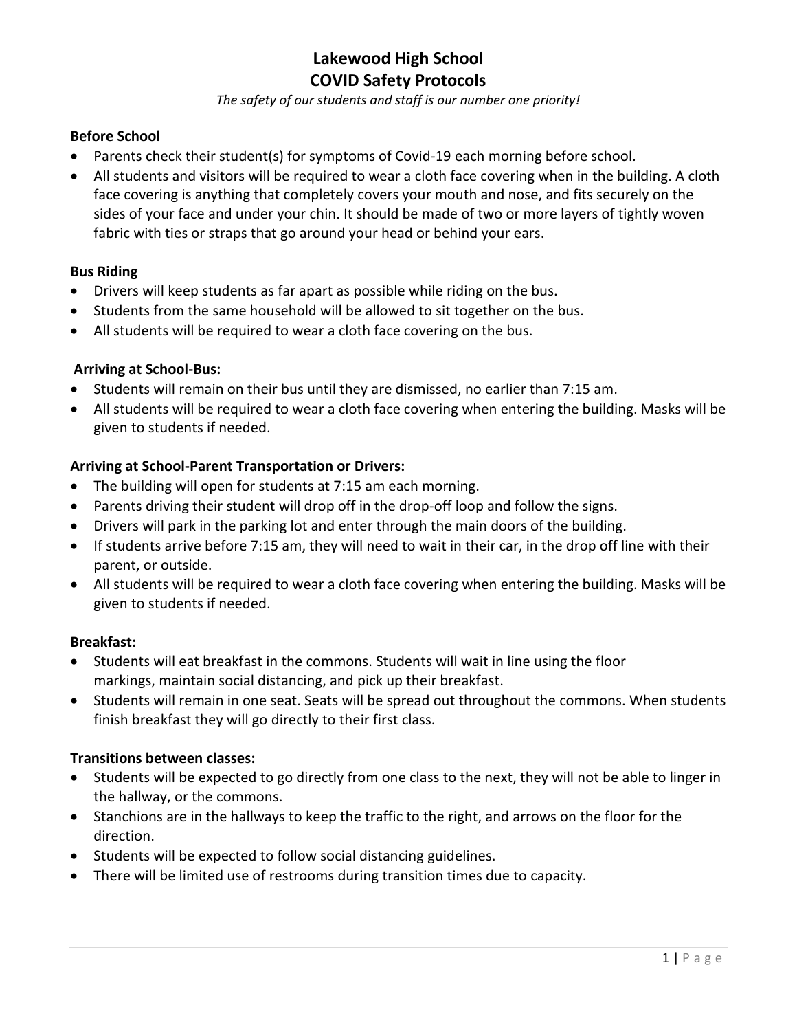# Lakewood High School
# COVID Safety Protocols

*The safety of our students and staff is our number one priority!*

**Before School**

- Parents check their student(s) for symptoms of Covid-19 each morning before school.
- All students and visitors will be required to wear a cloth face covering when in the building. A cloth face covering is anything that completely covers your mouth and nose, and fits securely on the sides of your face and under your chin. It should be made of two or more layers of tightly woven fabric with ties or straps that go around your head or behind your ears.

**Bus Riding**

- Drivers will keep students as far apart as possible while riding on the bus.
- Students from the same household will be allowed to sit together on the bus.
- All students will be required to wear a cloth face covering on the bus.

**Arriving at School-Bus:**

- Students will remain on their bus until they are dismissed, no earlier than 7:15 am.
- All students will be required to wear a cloth face covering when entering the building. Masks will be given to students if needed.

**Arriving at School-Parent Transportation or Drivers:**

- The building will open for students at 7:15 am each morning.
- Parents driving their student will drop off in the drop-off loop and follow the signs.
- Drivers will park in the parking lot and enter through the main doors of the building.
- If students arrive before 7:15 am, they will need to wait in their car, in the drop off line with their parent, or outside.
- All students will be required to wear a cloth face covering when entering the building. Masks will be given to students if needed.

**Breakfast:**

- Students will eat breakfast in the commons. Students will wait in line using the floor markings, maintain social distancing, and pick up their breakfast.
- Students will remain in one seat. Seats will be spread out throughout the commons. When students finish breakfast they will go directly to their first class.

**Transitions between classes:**

- Students will be expected to go directly from one class to the next, they will not be able to linger in the hallway, or the commons.
- Stanchions are in the hallways to keep the traffic to the right, and arrows on the floor for the direction.
- Students will be expected to follow social distancing guidelines.
- There will be limited use of restrooms during transition times due to capacity.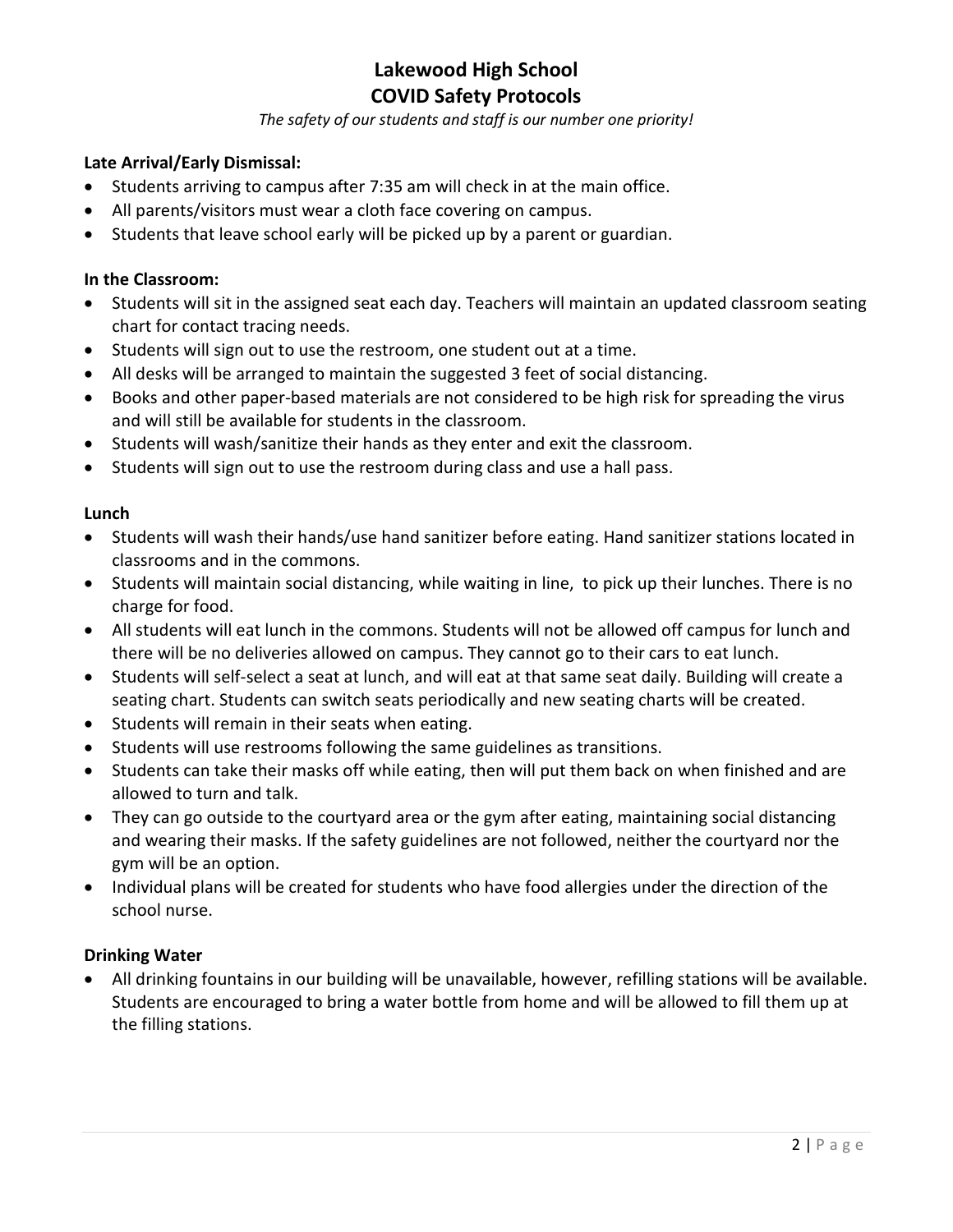# Lakewood High School
# COVID Safety Protocols

*The safety of our students and staff is our number one priority!*

**Late Arrival/Early Dismissal:**

- Students arriving to campus after 7:35 am will check in at the main office.
- All parents/visitors must wear a cloth face covering on campus.
- Students that leave school early will be picked up by a parent or guardian.

**In the Classroom:**

- Students will sit in the assigned seat each day. Teachers will maintain an updated classroom seating chart for contact tracing needs.
- Students will sign out to use the restroom, one student out at a time.
- All desks will be arranged to maintain the suggested 3 feet of social distancing.
- Books and other paper-based materials are not considered to be high risk for spreading the virus and will still be available for students in the classroom.
- Students will wash/sanitize their hands as they enter and exit the classroom.
- Students will sign out to use the restroom during class and use a hall pass.

**Lunch**

- Students will wash their hands/use hand sanitizer before eating. Hand sanitizer stations located in classrooms and in the commons.
- Students will maintain social distancing, while waiting in line, to pick up their lunches. There is no charge for food.
- All students will eat lunch in the commons. Students will not be allowed off campus for lunch and there will be no deliveries allowed on campus. They cannot go to their cars to eat lunch.
- Students will self-select a seat at lunch, and will eat at that same seat daily. Building will create a seating chart. Students can switch seats periodically and new seating charts will be created.
- Students will remain in their seats when eating.
- Students will use restrooms following the same guidelines as transitions.
- Students can take their masks off while eating, then will put them back on when finished and are allowed to turn and talk.
- They can go outside to the courtyard area or the gym after eating, maintaining social distancing and wearing their masks. If the safety guidelines are not followed, neither the courtyard nor the gym will be an option.
- Individual plans will be created for students who have food allergies under the direction of the school nurse.

**Drinking Water**

- All drinking fountains in our building will be unavailable, however, refilling stations will be available. Students are encouraged to bring a water bottle from home and will be allowed to fill them up at the filling stations.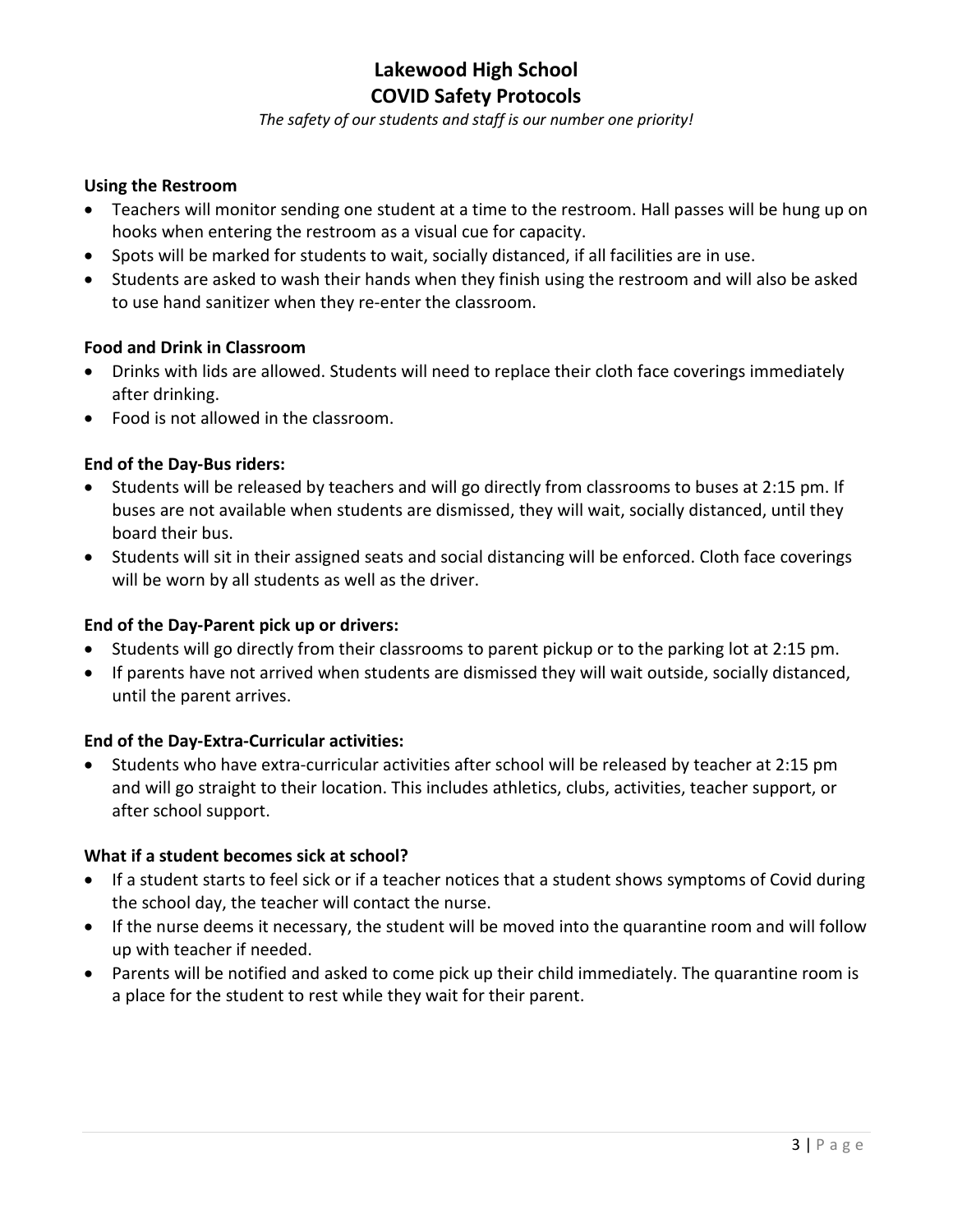# Lakewood High School
# COVID Safety Protocols

*The safety of our students and staff is our number one priority!*

**Using the Restroom**

- Teachers will monitor sending one student at a time to the restroom. Hall passes will be hung up on hooks when entering the restroom as a visual cue for capacity.
- Spots will be marked for students to wait, socially distanced, if all facilities are in use.
- Students are asked to wash their hands when they finish using the restroom and will also be asked to use hand sanitizer when they re-enter the classroom.

**Food and Drink in Classroom**

- Drinks with lids are allowed. Students will need to replace their cloth face coverings immediately after drinking.
- Food is not allowed in the classroom.

**End of the Day-Bus riders:**

- Students will be released by teachers and will go directly from classrooms to buses at 2:15 pm. If buses are not available when students are dismissed, they will wait, socially distanced, until they board their bus.
- Students will sit in their assigned seats and social distancing will be enforced. Cloth face coverings will be worn by all students as well as the driver.

**End of the Day-Parent pick up or drivers:**

- Students will go directly from their classrooms to parent pickup or to the parking lot at 2:15 pm.
- If parents have not arrived when students are dismissed they will wait outside, socially distanced, until the parent arrives.

**End of the Day-Extra-Curricular activities:**

- Students who have extra-curricular activities after school will be released by teacher at 2:15 pm and will go straight to their location. This includes athletics, clubs, activities, teacher support, or after school support.

**What if a student becomes sick at school?**

- If a student starts to feel sick or if a teacher notices that a student shows symptoms of Covid during the school day, the teacher will contact the nurse.
- If the nurse deems it necessary, the student will be moved into the quarantine room and will follow up with teacher if needed.
- Parents will be notified and asked to come pick up their child immediately. The quarantine room is a place for the student to rest while they wait for their parent.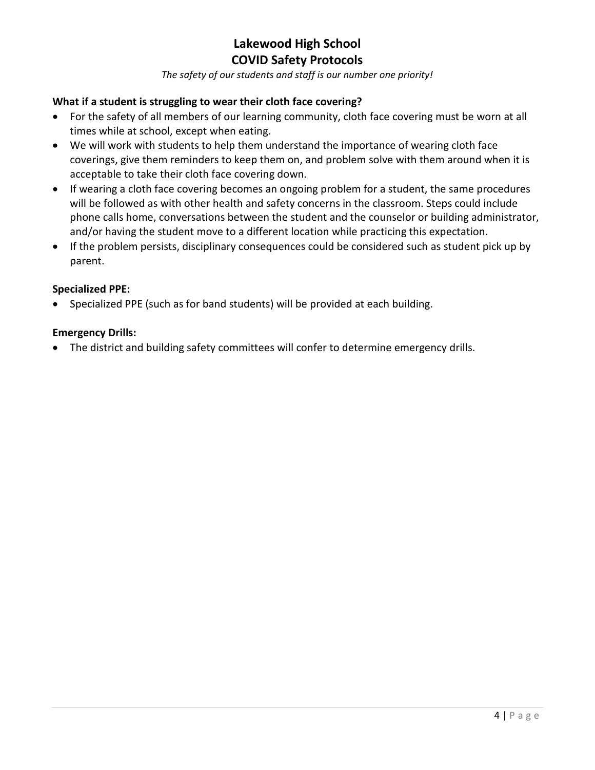# Lakewood High School
# COVID Safety Protocols

*The safety of our students and staff is our number one priority!*

**What if a student is struggling to wear their cloth face covering?**

- For the safety of all members of our learning community, cloth face covering must be worn at all times while at school, except when eating.
- We will work with students to help them understand the importance of wearing cloth face coverings, give them reminders to keep them on, and problem solve with them around when it is acceptable to take their cloth face covering down.
- If wearing a cloth face covering becomes an ongoing problem for a student, the same procedures will be followed as with other health and safety concerns in the classroom. Steps could include phone calls home, conversations between the student and the counselor or building administrator, and/or having the student move to a different location while practicing this expectation.
- If the problem persists, disciplinary consequences could be considered such as student pick up by parent.

**Specialized PPE:**

- Specialized PPE (such as for band students) will be provided at each building.

**Emergency Drills:**

- The district and building safety committees will confer to determine emergency drills.